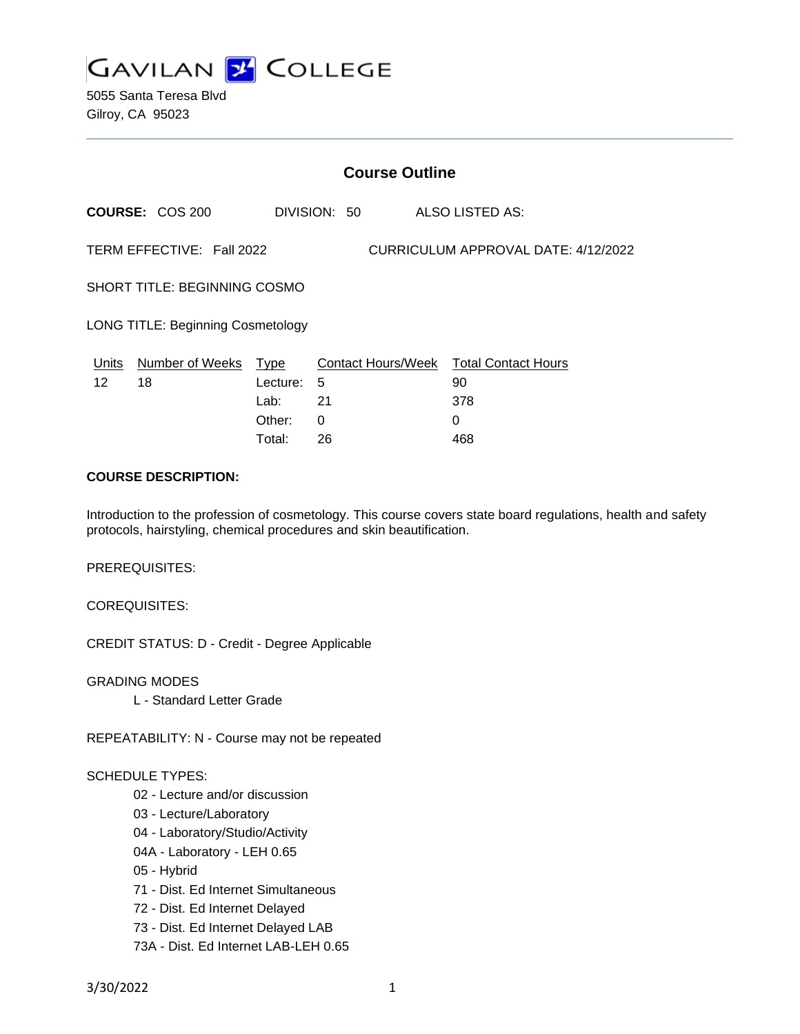# GAVILAN COLLEGE

5055 Santa Teresa Blvd
Gilroy, CA 95023

## Course Outline

**COURSE:** COS 200 DIVISION: 50 ALSO LISTED AS:

TERM EFFECTIVE: Fall 2022 CURRICULUM APPROVAL DATE: 4/12/2022

SHORT TITLE: BEGINNING COSMO

LONG TITLE: Beginning Cosmetology

| Units | Number of Weeks | Type | Contact Hours/Week | Total Contact Hours |
|---|---|---|---|---|
| 12 | 18 | Lecture: | 5 | 90 |
| | | Lab: | 21 | 378 |
| | | Other: | 0 | 0 |
| | | Total: | 26 | 468 |

**COURSE DESCRIPTION:**

Introduction to the profession of cosmetology. This course covers state board regulations, health and safety protocols, hairstyling, chemical procedures and skin beautification.

PREREQUISITES:

COREQUISITES:

CREDIT STATUS: D - Credit - Degree Applicable

GRADING MODES

- L - Standard Letter Grade

REPEATABILITY: N - Course may not be repeated

SCHEDULE TYPES:

- 02 - Lecture and/or discussion
- 03 - Lecture/Laboratory
- 04 - Laboratory/Studio/Activity
- 04A - Laboratory - LEH 0.65
- 05 - Hybrid
- 71 - Dist. Ed Internet Simultaneous
- 72 - Dist. Ed Internet Delayed
- 73 - Dist. Ed Internet Delayed LAB
- 73A - Dist. Ed Internet LAB-LEH 0.65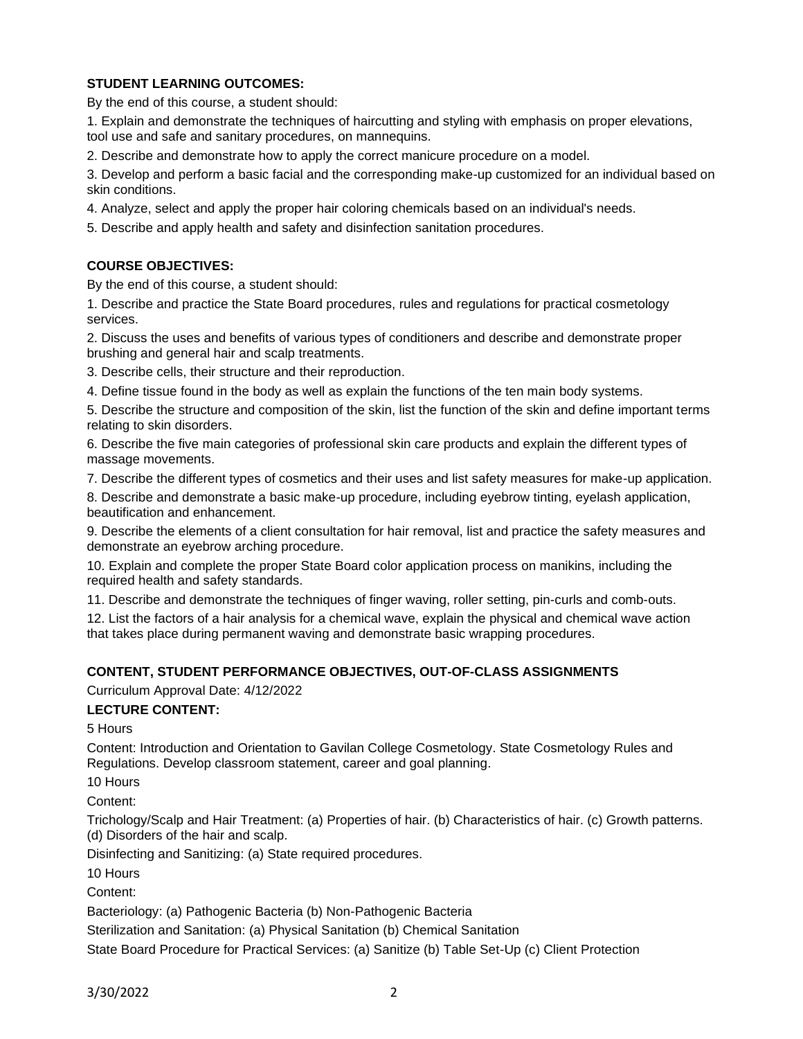**STUDENT LEARNING OUTCOMES:**

By the end of this course, a student should:

1. Explain and demonstrate the techniques of haircutting and styling with emphasis on proper elevations, tool use and safe and sanitary procedures, on mannequins.
2. Describe and demonstrate how to apply the correct manicure procedure on a model.
3. Develop and perform a basic facial and the corresponding make-up customized for an individual based on skin conditions.
4. Analyze, select and apply the proper hair coloring chemicals based on an individual's needs.
5. Describe and apply health and safety and disinfection sanitation procedures.

**COURSE OBJECTIVES:**

By the end of this course, a student should:

1. Describe and practice the State Board procedures, rules and regulations for practical cosmetology services.
2. Discuss the uses and benefits of various types of conditioners and describe and demonstrate proper brushing and general hair and scalp treatments.
3. Describe cells, their structure and their reproduction.
4. Define tissue found in the body as well as explain the functions of the ten main body systems.
5. Describe the structure and composition of the skin, list the function of the skin and define important terms relating to skin disorders.
6. Describe the five main categories of professional skin care products and explain the different types of massage movements.
7. Describe the different types of cosmetics and their uses and list safety measures for make-up application.
8. Describe and demonstrate a basic make-up procedure, including eyebrow tinting, eyelash application, beautification and enhancement.
9. Describe the elements of a client consultation for hair removal, list and practice the safety measures and demonstrate an eyebrow arching procedure.
10. Explain and complete the proper State Board color application process on manikins, including the required health and safety standards.
11. Describe and demonstrate the techniques of finger waving, roller setting, pin-curls and comb-outs.
12. List the factors of a hair analysis for a chemical wave, explain the physical and chemical wave action that takes place during permanent waving and demonstrate basic wrapping procedures.

**CONTENT, STUDENT PERFORMANCE OBJECTIVES, OUT-OF-CLASS ASSIGNMENTS**

Curriculum Approval Date: 4/12/2022

**LECTURE CONTENT:**

5 Hours

Content: Introduction and Orientation to Gavilan College Cosmetology. State Cosmetology Rules and Regulations. Develop classroom statement, career and goal planning.

10 Hours

Content:

Trichology/Scalp and Hair Treatment: (a) Properties of hair. (b) Characteristics of hair. (c) Growth patterns. (d) Disorders of the hair and scalp.

Disinfecting and Sanitizing: (a) State required procedures.

10 Hours

Content:

Bacteriology: (a) Pathogenic Bacteria (b) Non-Pathogenic Bacteria

Sterilization and Sanitation: (a) Physical Sanitation (b) Chemical Sanitation

State Board Procedure for Practical Services: (a) Sanitize (b) Table Set-Up (c) Client Protection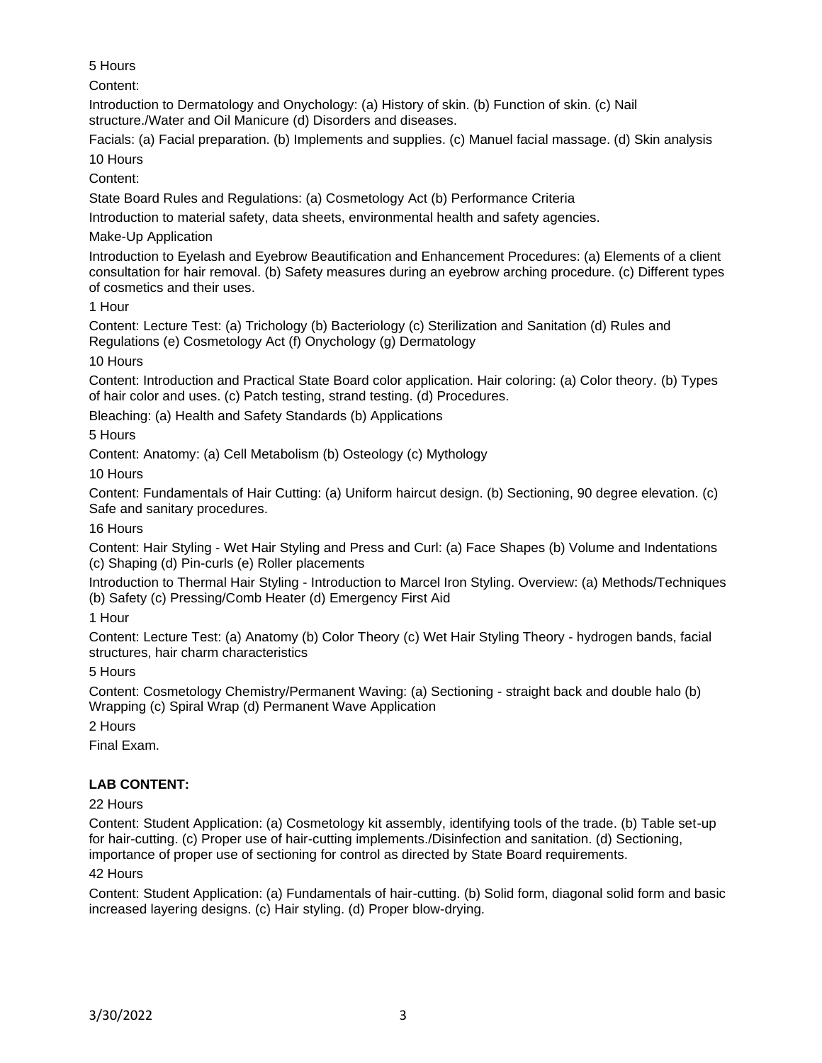5 Hours

Content:

Introduction to Dermatology and Onychology: (a) History of skin. (b) Function of skin. (c) Nail structure./Water and Oil Manicure (d) Disorders and diseases.

Facials: (a) Facial preparation. (b) Implements and supplies. (c) Manuel facial massage. (d) Skin analysis

10 Hours

Content:

State Board Rules and Regulations: (a) Cosmetology Act (b) Performance Criteria

Introduction to material safety, data sheets, environmental health and safety agencies.

Make-Up Application

Introduction to Eyelash and Eyebrow Beautification and Enhancement Procedures: (a) Elements of a client consultation for hair removal. (b) Safety measures during an eyebrow arching procedure. (c) Different types of cosmetics and their uses.

1 Hour

Content: Lecture Test: (a) Trichology (b) Bacteriology (c) Sterilization and Sanitation (d) Rules and Regulations (e) Cosmetology Act (f) Onychology (g) Dermatology

10 Hours

Content: Introduction and Practical State Board color application. Hair coloring: (a) Color theory. (b) Types of hair color and uses. (c) Patch testing, strand testing. (d) Procedures.

Bleaching: (a) Health and Safety Standards (b) Applications

5 Hours

Content: Anatomy: (a) Cell Metabolism (b) Osteology (c) Mythology

10 Hours

Content: Fundamentals of Hair Cutting: (a) Uniform haircut design. (b) Sectioning, 90 degree elevation. (c) Safe and sanitary procedures.

16 Hours

Content: Hair Styling - Wet Hair Styling and Press and Curl: (a) Face Shapes (b) Volume and Indentations (c) Shaping (d) Pin-curls (e) Roller placements

Introduction to Thermal Hair Styling - Introduction to Marcel Iron Styling. Overview: (a) Methods/Techniques (b) Safety (c) Pressing/Comb Heater (d) Emergency First Aid

1 Hour

Content: Lecture Test: (a) Anatomy (b) Color Theory (c) Wet Hair Styling Theory - hydrogen bands, facial structures, hair charm characteristics

5 Hours

Content: Cosmetology Chemistry/Permanent Waving: (a) Sectioning - straight back and double halo (b) Wrapping (c) Spiral Wrap (d) Permanent Wave Application

2 Hours

Final Exam.

**LAB CONTENT:**

22 Hours

Content: Student Application: (a) Cosmetology kit assembly, identifying tools of the trade. (b) Table set-up for hair-cutting. (c) Proper use of hair-cutting implements./Disinfection and sanitation. (d) Sectioning, importance of proper use of sectioning for control as directed by State Board requirements.

42 Hours

Content: Student Application: (a) Fundamentals of hair-cutting. (b) Solid form, diagonal solid form and basic increased layering designs. (c) Hair styling. (d) Proper blow-drying.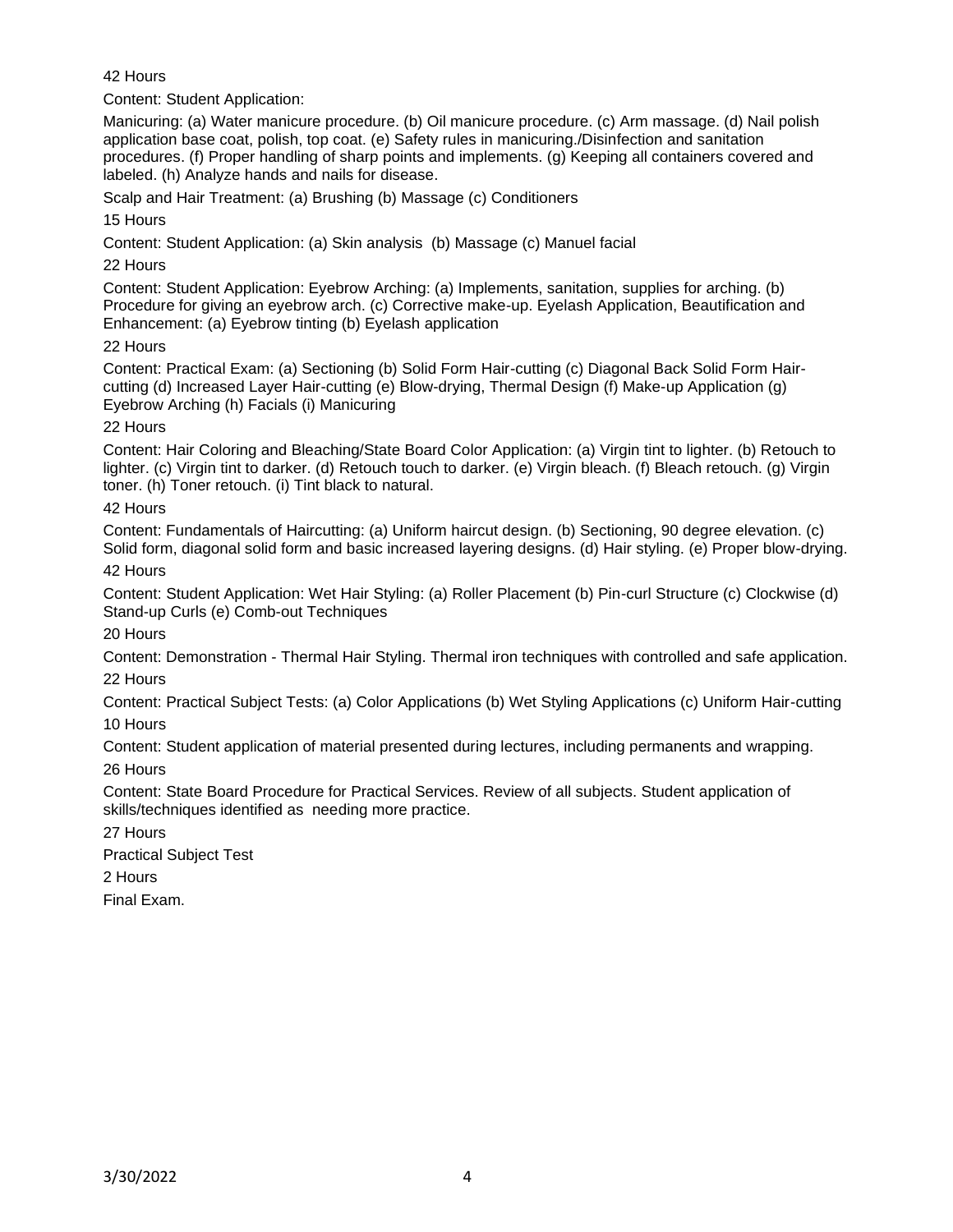42 Hours

Content: Student Application:

Manicuring: (a) Water manicure procedure. (b) Oil manicure procedure. (c) Arm massage. (d) Nail polish application base coat, polish, top coat. (e) Safety rules in manicuring./Disinfection and sanitation procedures. (f) Proper handling of sharp points and implements. (g) Keeping all containers covered and labeled. (h) Analyze hands and nails for disease.

Scalp and Hair Treatment: (a) Brushing (b) Massage (c) Conditioners

15 Hours

Content: Student Application: (a) Skin analysis (b) Massage (c) Manuel facial

22 Hours

Content: Student Application: Eyebrow Arching: (a) Implements, sanitation, supplies for arching. (b) Procedure for giving an eyebrow arch. (c) Corrective make-up. Eyelash Application, Beautification and Enhancement: (a) Eyebrow tinting (b) Eyelash application

22 Hours

Content: Practical Exam: (a) Sectioning (b) Solid Form Hair-cutting (c) Diagonal Back Solid Form Hair-cutting (d) Increased Layer Hair-cutting (e) Blow-drying, Thermal Design (f) Make-up Application (g) Eyebrow Arching (h) Facials (i) Manicuring

22 Hours

Content: Hair Coloring and Bleaching/State Board Color Application: (a) Virgin tint to lighter. (b) Retouch to lighter. (c) Virgin tint to darker. (d) Retouch touch to darker. (e) Virgin bleach. (f) Bleach retouch. (g) Virgin toner. (h) Toner retouch. (i) Tint black to natural.

42 Hours

Content: Fundamentals of Haircutting: (a) Uniform haircut design. (b) Sectioning, 90 degree elevation. (c) Solid form, diagonal solid form and basic increased layering designs. (d) Hair styling. (e) Proper blow-drying.

42 Hours

Content: Student Application: Wet Hair Styling: (a) Roller Placement (b) Pin-curl Structure (c) Clockwise (d) Stand-up Curls (e) Comb-out Techniques

20 Hours

Content: Demonstration - Thermal Hair Styling. Thermal iron techniques with controlled and safe application.

22 Hours

Content: Practical Subject Tests: (a) Color Applications (b) Wet Styling Applications (c) Uniform Hair-cutting

10 Hours

Content: Student application of material presented during lectures, including permanents and wrapping.

26 Hours

Content: State Board Procedure for Practical Services. Review of all subjects. Student application of skills/techniques identified as needing more practice.

27 Hours

Practical Subject Test

2 Hours

Final Exam.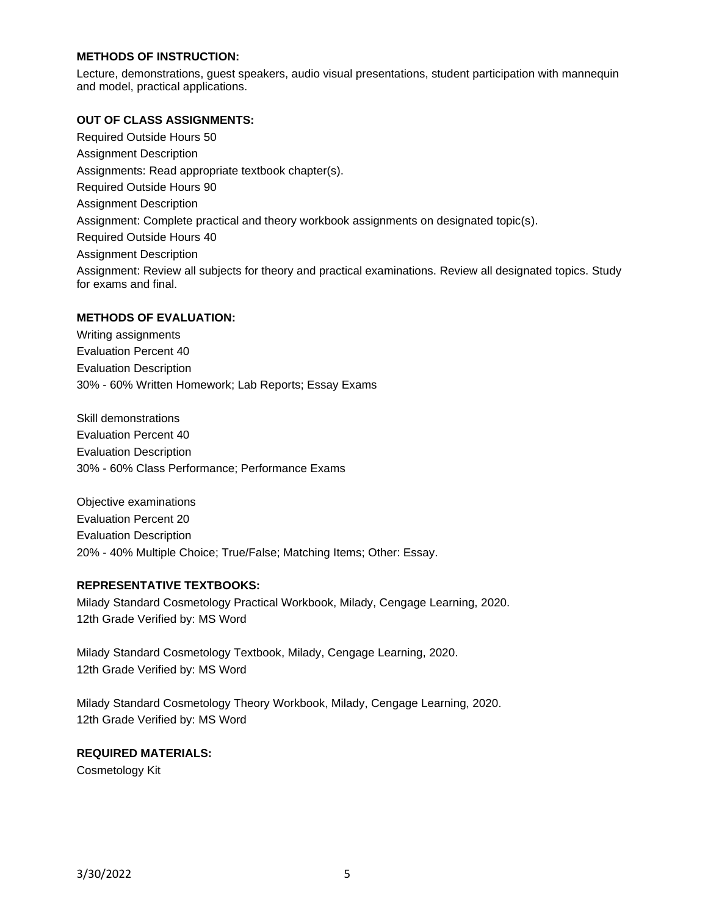**METHODS OF INSTRUCTION:**

Lecture, demonstrations, guest speakers, audio visual presentations, student participation with mannequin and model, practical applications.

**OUT OF CLASS ASSIGNMENTS:**

Required Outside Hours 50

Assignment Description

Assignments: Read appropriate textbook chapter(s).

Required Outside Hours 90

Assignment Description

Assignment: Complete practical and theory workbook assignments on designated topic(s).

Required Outside Hours 40

Assignment Description

Assignment: Review all subjects for theory and practical examinations. Review all designated topics. Study for exams and final.

**METHODS OF EVALUATION:**

Writing assignments

Evaluation Percent 40

Evaluation Description

30% - 60% Written Homework; Lab Reports; Essay Exams

Skill demonstrations

Evaluation Percent 40

Evaluation Description

30% - 60% Class Performance; Performance Exams

Objective examinations

Evaluation Percent 20

Evaluation Description

20% - 40% Multiple Choice; True/False; Matching Items; Other: Essay.

**REPRESENTATIVE TEXTBOOKS:**

Milady Standard Cosmetology Practical Workbook, Milady, Cengage Learning, 2020.
12th Grade Verified by: MS Word

Milady Standard Cosmetology Textbook, Milady, Cengage Learning, 2020.
12th Grade Verified by: MS Word

Milady Standard Cosmetology Theory Workbook, Milady, Cengage Learning, 2020.
12th Grade Verified by: MS Word

**REQUIRED MATERIALS:**

Cosmetology Kit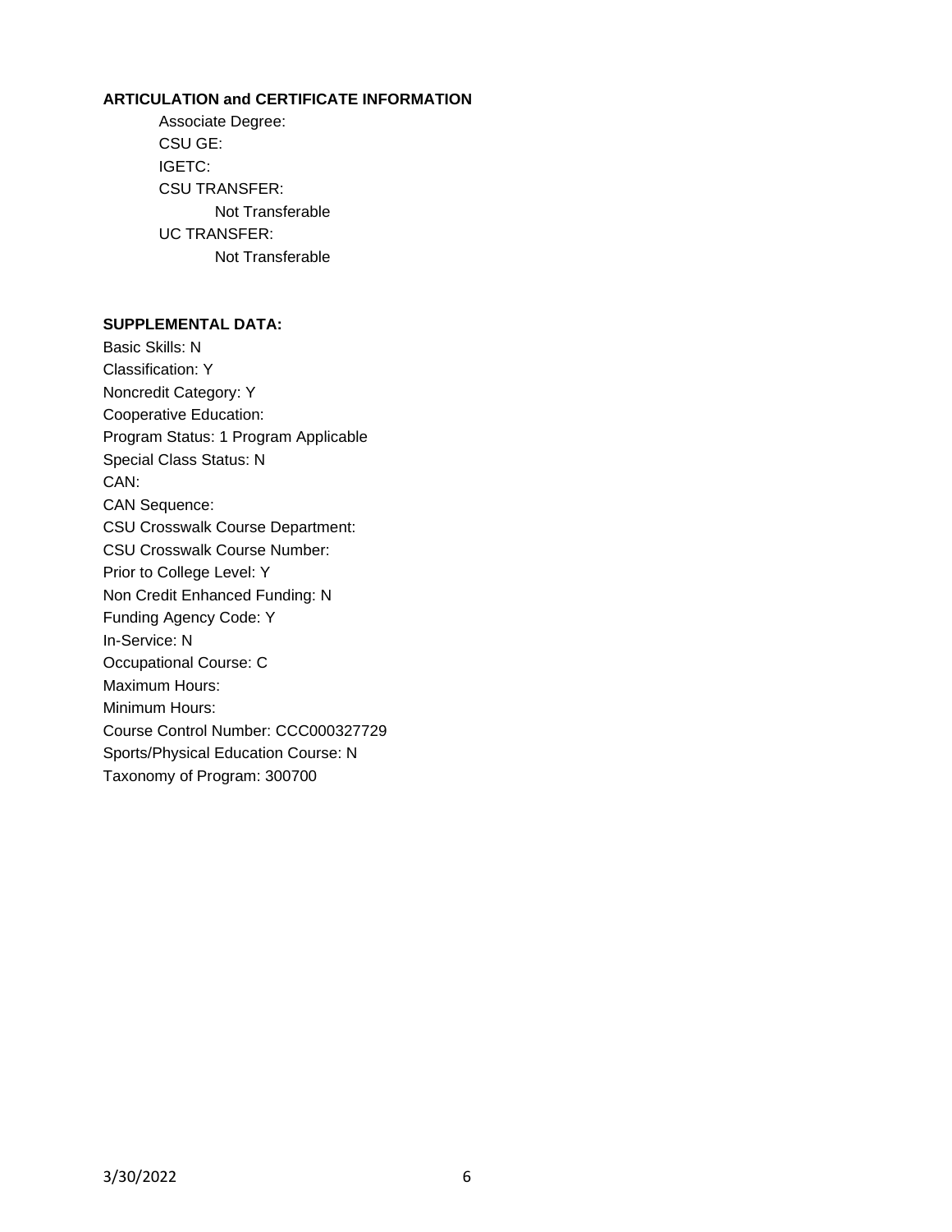**ARTICULATION and CERTIFICATE INFORMATION**

Associate Degree:
CSU GE:
IGETC:
CSU TRANSFER:
Not Transferable
UC TRANSFER:
Not Transferable

**SUPPLEMENTAL DATA:**

Basic Skills: N
Classification: Y
Noncredit Category: Y
Cooperative Education:
Program Status: 1 Program Applicable
Special Class Status: N
CAN:
CAN Sequence:
CSU Crosswalk Course Department:
CSU Crosswalk Course Number:
Prior to College Level: Y
Non Credit Enhanced Funding: N
Funding Agency Code: Y
In-Service: N
Occupational Course: C
Maximum Hours:
Minimum Hours:
Course Control Number: CCC000327729
Sports/Physical Education Course: N
Taxonomy of Program: 300700